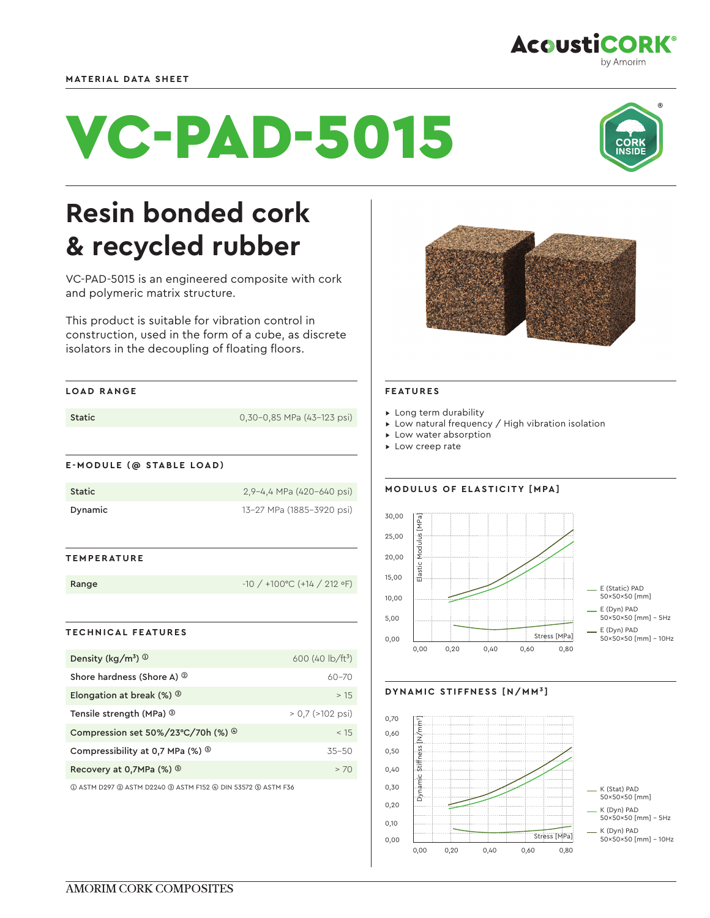MATERIAL DATA SHEET

# VC-PAD-5015

## Resin bonded cork & recycled rubber

VC-PAD-5015 is an engineered composite with cork and polymeric matrix structure.

This product is suitable for vibration control in construction, used in the form of a cube, as discrete isolators in the decoupling of floating floors.

### LOAD RANGE

| | |
|---|---|
| Static | 0,30–0,85 MPa (43–123 psi) |

### E-MODULE (@ STABLE LOAD)

| | |
|---|---|
| Static | 2,9–4,4 MPa (420–640 psi) |
| Dynamic | 13–27 MPa (1885–3920 psi) |

### TEMPERATURE

| | |
|---|---|
| Range | -10 / +100°C (+14 / 212 ºF) |

### TECHNICAL FEATURES

| | |
|---|---|
| Density (kg/m³) ① | 600 (40 lb/ft³) |
| Shore hardness (Shore A) ② | 60–70 |
| Elongation at break (%) ③ | > 15 |
| Tensile strength (MPa) ③ | > 0,7 (>102 psi) |
| Compression set 50%/23°C/70h (%) ④ | < 15 |
| Compressibility at 0,7 MPa (%) ⑤ | 35–50 |
| Recovery at 0,7MPa (%) ⑤ | > 70 |

① ASTM D297 ② ASTM D2240 ③ ASTM F152 ④ DIN 53572 ⑤ ASTM F36

### FEATURES

- Long term durability
- Low natural frequency / High vibration isolation
- Low water absorption
- Low creep rate

### MODULUS OF ELASTICITY [MPA]

Elastic Modulus [MPa] vs. Stress [MPa]

- E (Static) PAD 50×50×50 [mm]
- E (Dyn) PAD 50×50×50 [mm] - 5Hz
- E (Dyn) PAD 50×50×50 [mm] - 10Hz

### DYNAMIC STIFFNESS [N/MM³]

Dynamic Stiffness [N/mm³] vs. Stress [MPa]

- K (Stat) PAD 50×50×50 [mm]
- K (Dyn) PAD 50×50×50 [mm] - 5Hz
- K (Dyn) PAD 50×50×50 [mm] - 10Hz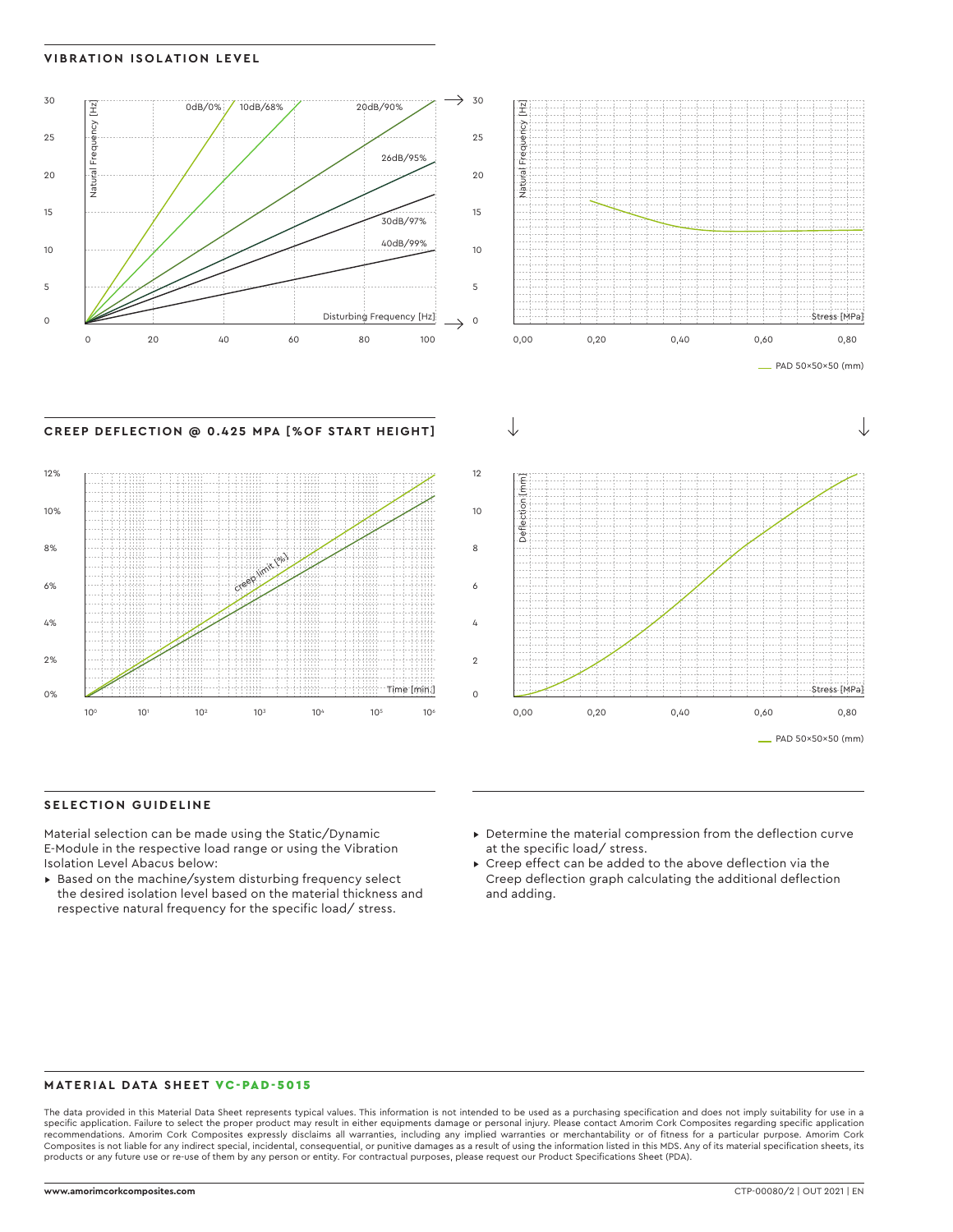## VIBRATION ISOLATION LEVEL

30
25
20
15
10
5
0

Natural Frequency [Hz]

0dB/0%
10dB/68%
20dB/90%
26dB/95%
30dB/97%
40dB/99%

Disturbing Frequency [Hz]

0 20 40 60 80 100

30
25
20
15
10
5
0

Natural Frequency [Hz]

Stress [MPa]

0,00 0,20 0,40 0,60 0,80

PAD 50×50×50 (mm)

## CREEP DEFLECTION @ 0.425 MPA [%OF START HEIGHT]

12%
10%
8%
6%
4%
2%
0%

Creep limit [%]

Time [min.]

$10^0$ $10^1$ $10^2$ $10^3$ $10^4$ $10^5$ $10^6$

12
10
8
6
4
2
0

Deflection [mm]

Stress [MPa]

0,00 0,20 0,40 0,60 0,80

PAD 50×50×50 (mm)

## SELECTION GUIDELINE

Material selection can be made using the Static/Dynamic E-Module in the respective load range or using the Vibration Isolation Level Abacus below:

- Based on the machine/system disturbing frequency select the desired isolation level based on the material thickness and respective natural frequency for the specific load/ stress.
- Determine the material compression from the deflection curve at the specific load/ stress.
- Creep effect can be added to the above deflection via the Creep deflection graph calculating the additional deflection and adding.

## MATERIAL DATA SHEET VC-PAD-5015

The data provided in this Material Data Sheet represents typical values. This information is not intended to be used as a purchasing specification and does not imply suitability for use in a specific application. Failure to select the proper product may result in either equipments damage or personal injury. Please contact Amorim Cork Composites regarding specific application recommendations. Amorim Cork Composites expressly disclaims all warranties, including any implied warranties or merchantability or of fitness for a particular purpose. Amorim Cork Composites is not liable for any indirect special, incidental, consequential, or punitive damages as a result of using the information listed in this MDS. Any of its material specification sheets, its products or any future use or re-use of them by any person or entity. For contractual purposes, please request our Product Specifications Sheet (PDA).

**www.amorimcorkcomposites.com**

CTP-00080/2 | OUT 2021 | EN